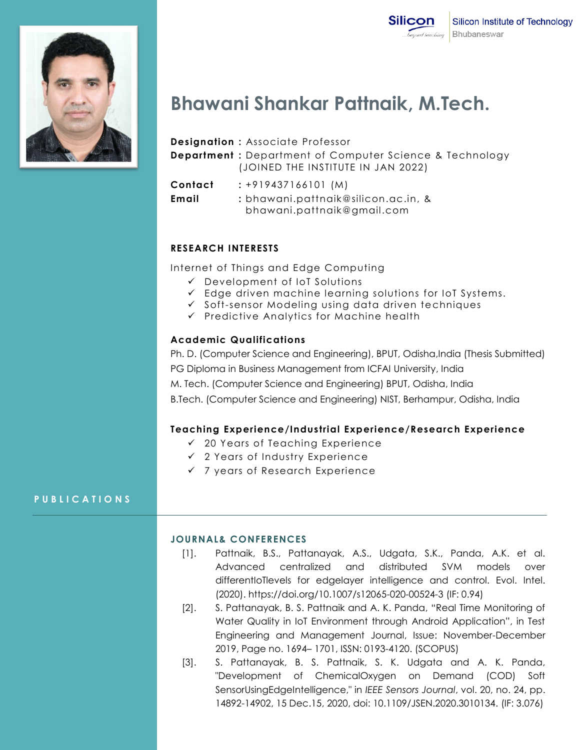Silicon Institute of Technology
Bhubaneswar

# Bhawani Shankar Pattnaik, M.Tech.

**Designation :** Associate Professor
**Department :** Department of Computer Science & Technology (JOINED THE INSTITUTE IN JAN 2022)

**Contact** : +919437166101 (M)
**Email** : bhawani.pattnaik@silicon.ac.in, & bhawani.pattnaik@gmail.com

## RESEARCH INTERESTS

Internet of Things and Edge Computing

- ✓ Development of IoT Solutions
- ✓ Edge driven machine learning solutions for IoT Systems.
- ✓ Soft-sensor Modeling using data driven techniques
- ✓ Predictive Analytics for Machine health

## Academic Qualifications

Ph. D. (Computer Science and Engineering), BPUT, Odisha,India (Thesis Submitted)
PG Diploma in Business Management from ICFAI University, India
M. Tech. (Computer Science and Engineering) BPUT, Odisha, India
B.Tech. (Computer Science and Engineering) NIST, Berhampur, Odisha, India

## Teaching Experience/Industrial Experience/Research Experience

- ✓ 20 Years of Teaching Experience
- ✓ 2 Years of Industry Experience
- ✓ 7 years of Research Experience

## PUBLICATIONS

### JOURNAL& CONFERENCES

[1]. Pattnaik, B.S., Pattanayak, A.S., Udgata, S.K., Panda, A.K. et al. Advanced centralized and distributed SVM models over differentIoTlevels for edgelayer intelligence and control. Evol. Intel. (2020). https://doi.org/10.1007/s12065-020-00524-3 (IF: 0.94)

[2]. S. Pattanayak, B. S. Pattnaik and A. K. Panda, "Real Time Monitoring of Water Quality in IoT Environment through Android Application", in Test Engineering and Management Journal, Issue: November-December 2019, Page no. 1694– 1701, ISSN: 0193-4120. (SCOPUS)

[3]. S. Pattanayak, B. S. Pattnaik, S. K. Udgata and A. K. Panda, "Development of ChemicalOxygen on Demand (COD) Soft SensorUsingEdgeIntelligence," in *IEEE Sensors Journal*, vol. 20, no. 24, pp. 14892-14902, 15 Dec.15, 2020, doi: 10.1109/JSEN.2020.3010134. (IF: 3.076)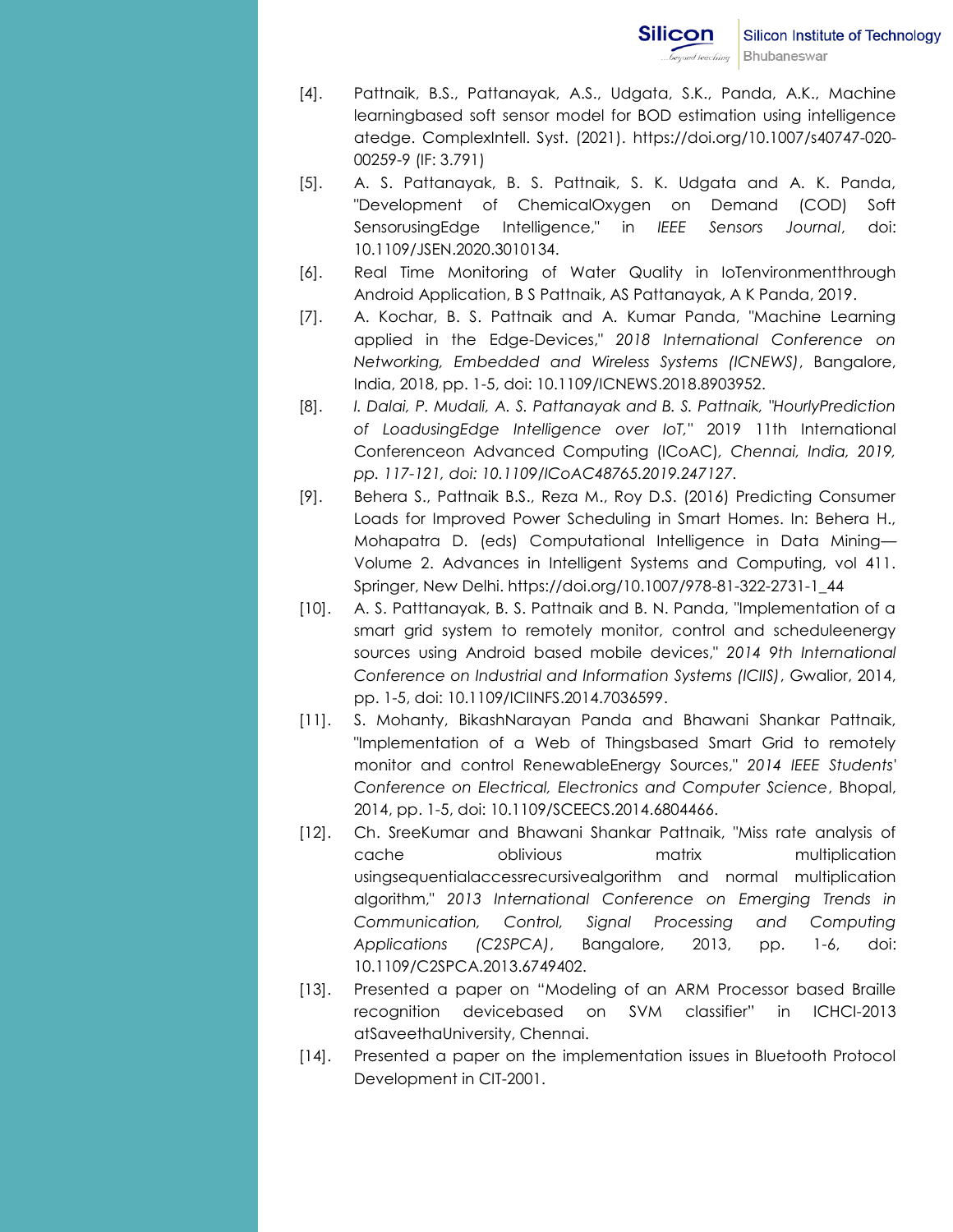[4]. Pattnaik, B.S., Pattanayak, A.S., Udgata, S.K., Panda, A.K., Machine learningbased soft sensor model for BOD estimation using intelligence atedge. ComplexIntell. Syst. (2021). https://doi.org/10.1007/s40747-020-00259-9 (IF: 3.791)

[5]. A. S. Pattanayak, B. S. Pattnaik, S. K. Udgata and A. K. Panda, "Development of ChemicalOxygen on Demand (COD) Soft SensorusingEdge Intelligence," in *IEEE Sensors Journal*, doi: 10.1109/JSEN.2020.3010134.

[6]. Real Time Monitoring of Water Quality in IoTenvironmentthrough Android Application, B S Pattnaik, AS Pattanayak, A K Panda, 2019.

[7]. A. Kochar, B. S. Pattnaik and A. Kumar Panda, "Machine Learning applied in the Edge-Devices," *2018 International Conference on Networking, Embedded and Wireless Systems (ICNEWS)*, Bangalore, India, 2018, pp. 1-5, doi: 10.1109/ICNEWS.2018.8903952.

[8]. *I. Dalai, P. Mudali, A. S. Pattanayak and B. S. Pattnaik, "HourlyPrediction of LoadusingEdge Intelligence over IoT,"* 2019 11th International Conferenceon Advanced Computing (ICoAC), *Chennai, India, 2019, pp. 117-121, doi: 10.1109/ICoAC48765.2019.247127.*

[9]. Behera S., Pattnaik B.S., Reza M., Roy D.S. (2016) Predicting Consumer Loads for Improved Power Scheduling in Smart Homes. In: Behera H., Mohapatra D. (eds) Computational Intelligence in Data Mining—Volume 2. Advances in Intelligent Systems and Computing, vol 411. Springer, New Delhi. https://doi.org/10.1007/978-81-322-2731-1_44

[10]. A. S. Patttanayak, B. S. Pattnaik and B. N. Panda, "Implementation of a smart grid system to remotely monitor, control and scheduleenergy sources using Android based mobile devices," *2014 9th International Conference on Industrial and Information Systems (ICIIS)*, Gwalior, 2014, pp. 1-5, doi: 10.1109/ICIINFS.2014.7036599.

[11]. S. Mohanty, BikashNarayan Panda and Bhawani Shankar Pattnaik, "Implementation of a Web of Thingsbased Smart Grid to remotely monitor and control RenewableEnergy Sources," *2014 IEEE Students' Conference on Electrical, Electronics and Computer Science*, Bhopal, 2014, pp. 1-5, doi: 10.1109/SCEECS.2014.6804466.

[12]. Ch. SreeKumar and Bhawani Shankar Pattnaik, "Miss rate analysis of cache oblivious matrix multiplication usingsequentialaccessrecursivealgorithm and normal multiplication algorithm," *2013 International Conference on Emerging Trends in Communication, Control, Signal Processing and Computing Applications (C2SPCA)*, Bangalore, 2013, pp. 1-6, doi: 10.1109/C2SPCA.2013.6749402.

[13]. Presented a paper on "Modeling of an ARM Processor based Braille recognition devicebased on SVM classifier" in ICHCI-2013 atSaveethaUniversity, Chennai.

[14]. Presented a paper on the implementation issues in Bluetooth Protocol Development in CIT-2001.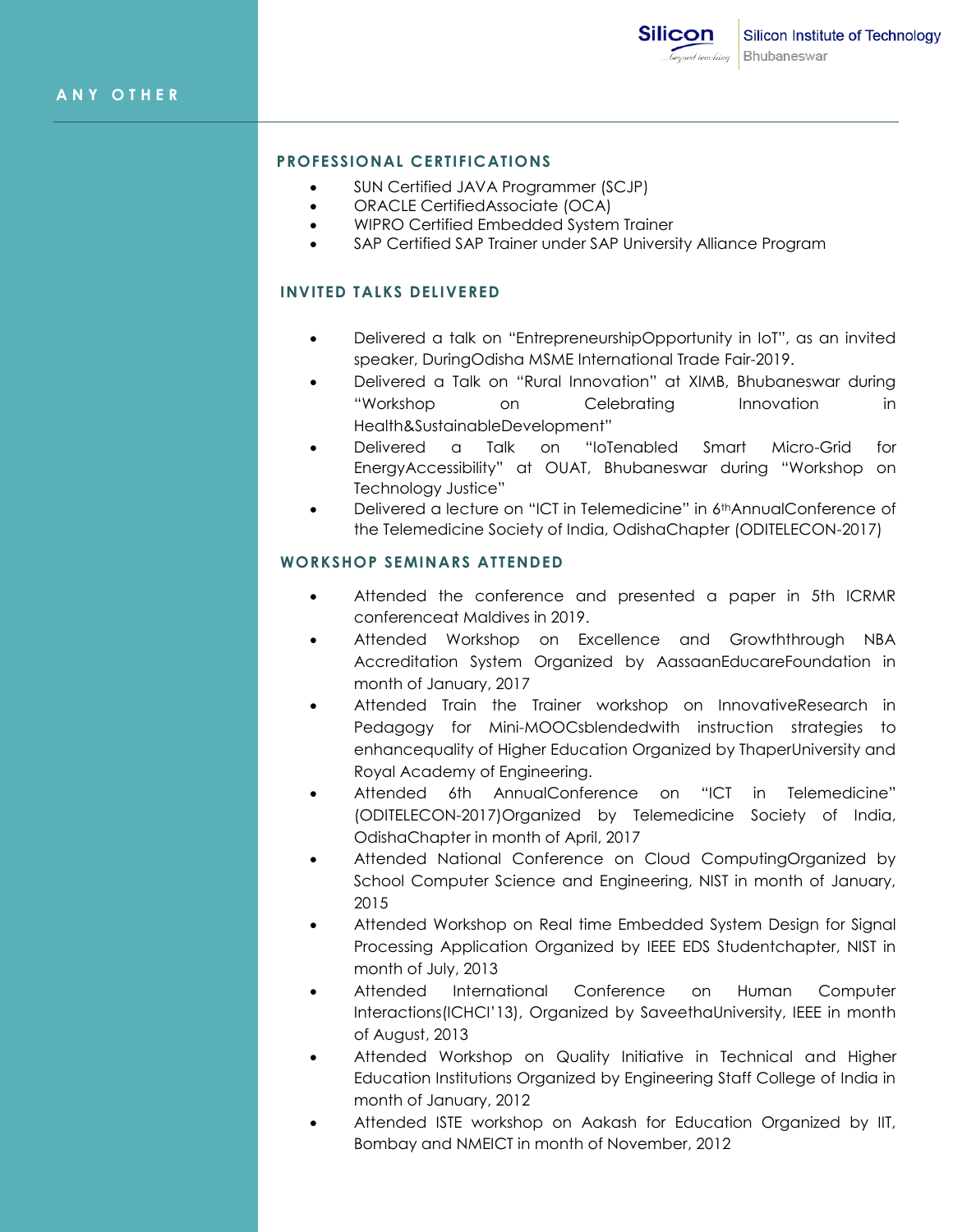## ANY OTHER

### PROFESSIONAL CERTIFICATIONS

- SUN Certified JAVA Programmer (SCJP)
- ORACLE CertifiedAssociate (OCA)
- WIPRO Certified Embedded System Trainer
- SAP Certified SAP Trainer under SAP University Alliance Program

### INVITED TALKS DELIVERED

- Delivered a talk on "EntrepreneurshipOpportunity in IoT", as an invited speaker, DuringOdisha MSME International Trade Fair-2019.
- Delivered a Talk on "Rural Innovation" at XIMB, Bhubaneswar during "Workshop on Celebrating Innovation in Health&SustainableDevelopment"
- Delivered a Talk on "IoTenabled Smart Micro-Grid for EnergyAccessibility" at OUAT, Bhubaneswar during "Workshop on Technology Justice"
- Delivered a lecture on "ICT in Telemedicine" in 6th AnnualConference of the Telemedicine Society of India, OdishaChapter (ODITELECON-2017)

### WORKSHOP SEMINARS ATTENDED

- Attended the conference and presented a paper in 5th ICRMR conferenceat Maldives in 2019.
- Attended Workshop on Excellence and Growththrough NBA Accreditation System Organized by AassaanEducareFoundation in month of January, 2017
- Attended Train the Trainer workshop on InnovativeResearch in Pedagogy for Mini-MOOCsblendedwith instruction strategies to enhancequality of Higher Education Organized by ThaperUniversity and Royal Academy of Engineering.
- Attended 6th AnnualConference on "ICT in Telemedicine" (ODITELECON-2017)Organized by Telemedicine Society of India, OdishaChapter in month of April, 2017
- Attended National Conference on Cloud ComputingOrganized by School Computer Science and Engineering, NIST in month of January, 2015
- Attended Workshop on Real time Embedded System Design for Signal Processing Application Organized by IEEE EDS Studentchapter, NIST in month of July, 2013
- Attended International Conference on Human Computer Interactions(ICHCI'13), Organized by SaveethaUniversity, IEEE in month of August, 2013
- Attended Workshop on Quality Initiative in Technical and Higher Education Institutions Organized by Engineering Staff College of India in month of January, 2012
- Attended ISTE workshop on Aakash for Education Organized by IIT, Bombay and NMEICT in month of November, 2012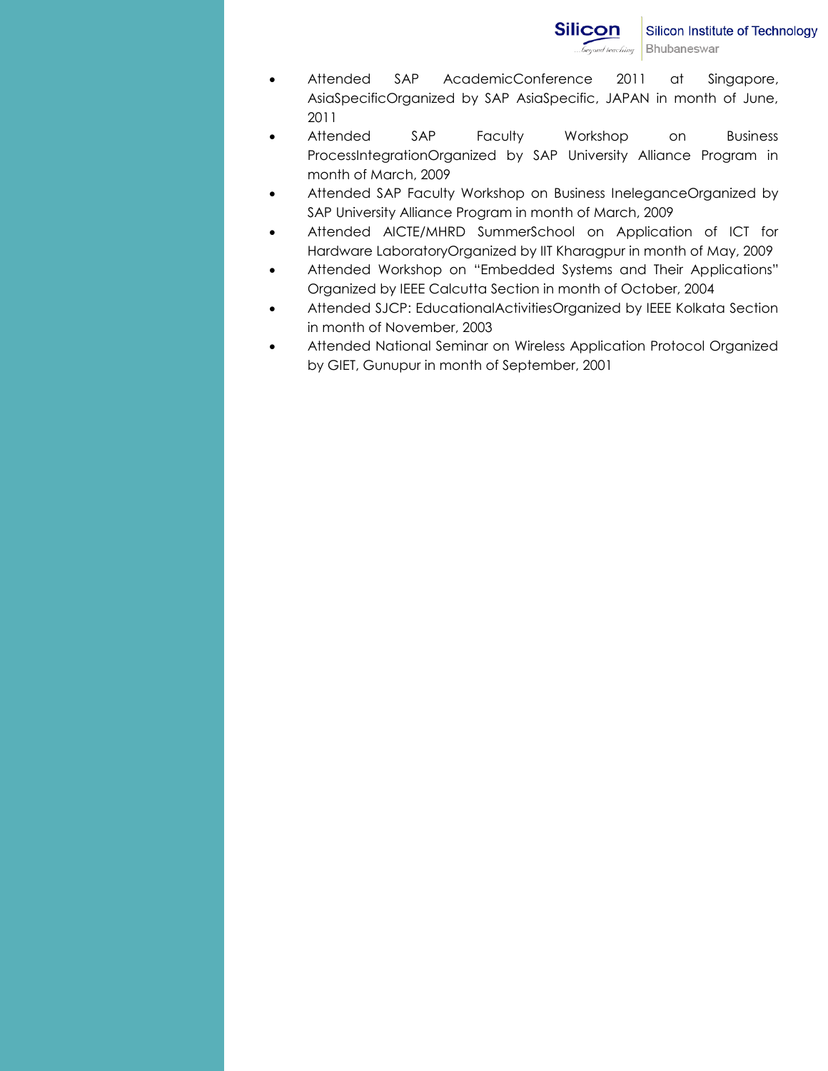- Attended SAP AcademicConference 2011 at Singapore, AsiaSpecificOrganized by SAP AsiaSpecific, JAPAN in month of June, 2011
- Attended SAP Faculty Workshop on Business ProcessIntegrationOrganized by SAP University Alliance Program in month of March, 2009
- Attended SAP Faculty Workshop on Business IneleganceOrganized by SAP University Alliance Program in month of March, 2009
- Attended AICTE/MHRD SummerSchool on Application of ICT for Hardware LaboratoryOrganized by IIT Kharagpur in month of May, 2009
- Attended Workshop on “Embedded Systems and Their Applications” Organized by IEEE Calcutta Section in month of October, 2004
- Attended SJCP: EducationalActivitiesOrganized by IEEE Kolkata Section in month of November, 2003
- Attended National Seminar on Wireless Application Protocol Organized by GIET, Gunupur in month of September, 2001